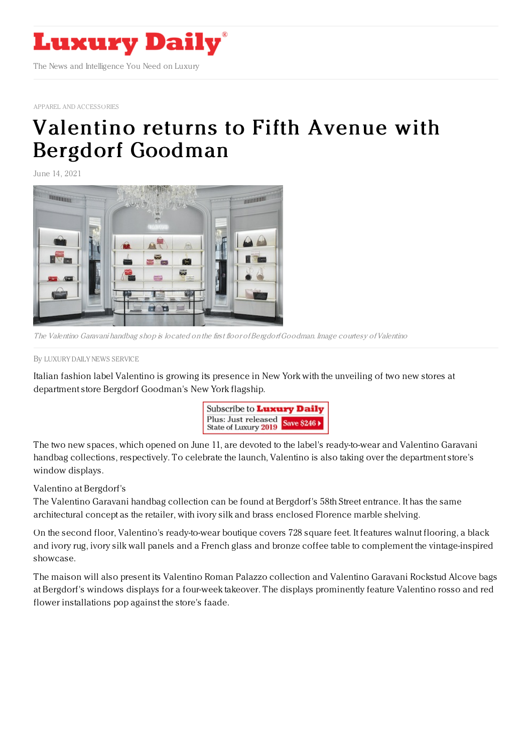Luxury Daily

The News and Intelligence You Need on Luxury

APPAREL AND ACCESSORIES

# Valentino returns to Fifth Avenue with Bergdorf Goodman

June 14, 2021

*The Valentino Garavani handbag shop is located on the first floor of Bergdorf Goodman. Image courtesy of Valentino*

By LUXURY DAILY NEWS SERVICE

Italian fashion label Valentino is growing its presence in New York with the unveiling of two new stores at department store Bergdorf Goodman's New York flagship.

The two new spaces, which opened on June 11, are devoted to the label's ready-to-wear and Valentino Garavani handbag collections, respectively. To celebrate the launch, Valentino is also taking over the department store's window displays.

Valentino at Bergdorf's

The Valentino Garavani handbag collection can be found at Bergdorf's 58th Street entrance. It has the same architectural concept as the retailer, with ivory silk and brass enclosed Florence marble shelving.

On the second floor, Valentino's ready-to-wear boutique covers 728 square feet. It features walnut flooring, a black and ivory rug, ivory silk wall panels and a French glass and bronze coffee table to complement the vintage-inspired showcase.

The maison will also present its Valentino Roman Palazzo collection and Valentino Garavani Rockstud Alcove bags at Bergdorf's windows displays for a four-week takeover. The displays prominently feature Valentino rosso and red flower installations pop against the store's faade.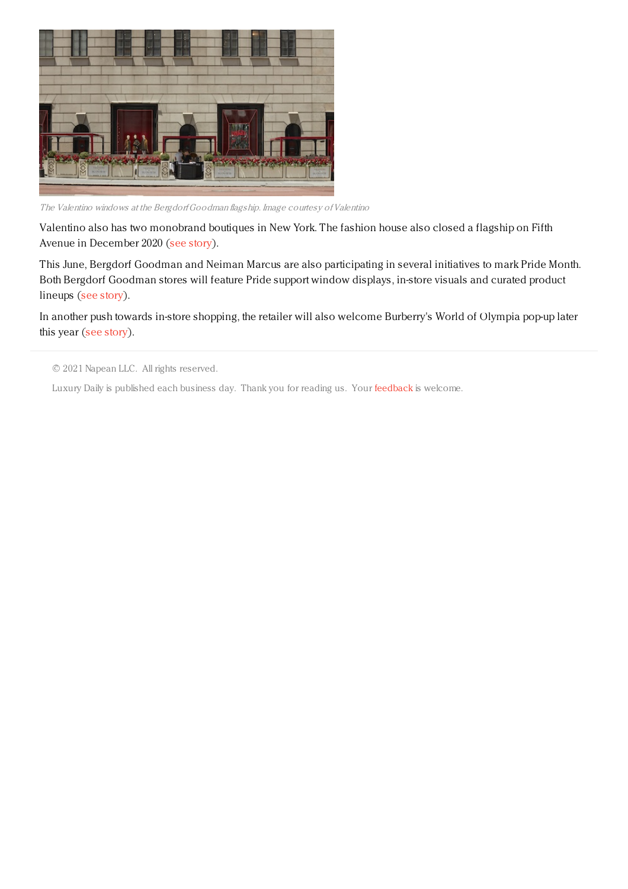*The Valentino windows at the Bergdorf Goodman flagship. Image courtesy of Valentino*

Valentino also has two monobrand boutiques in New York. The fashion house also closed a flagship on Fifth Avenue in December 2020 (see story).

This June, Bergdorf Goodman and Neiman Marcus are also participating in several initiatives to mark Pride Month. Both Bergdorf Goodman stores will feature Pride support window displays, in-store visuals and curated product lineups (see story).

In another push towards in-store shopping, the retailer will also welcome Burberry's World of Olympia pop-up later this year (see story).

© 2021 Napean LLC. All rights reserved.

Luxury Daily is published each business day. Thank you for reading us. Your feedback is welcome.